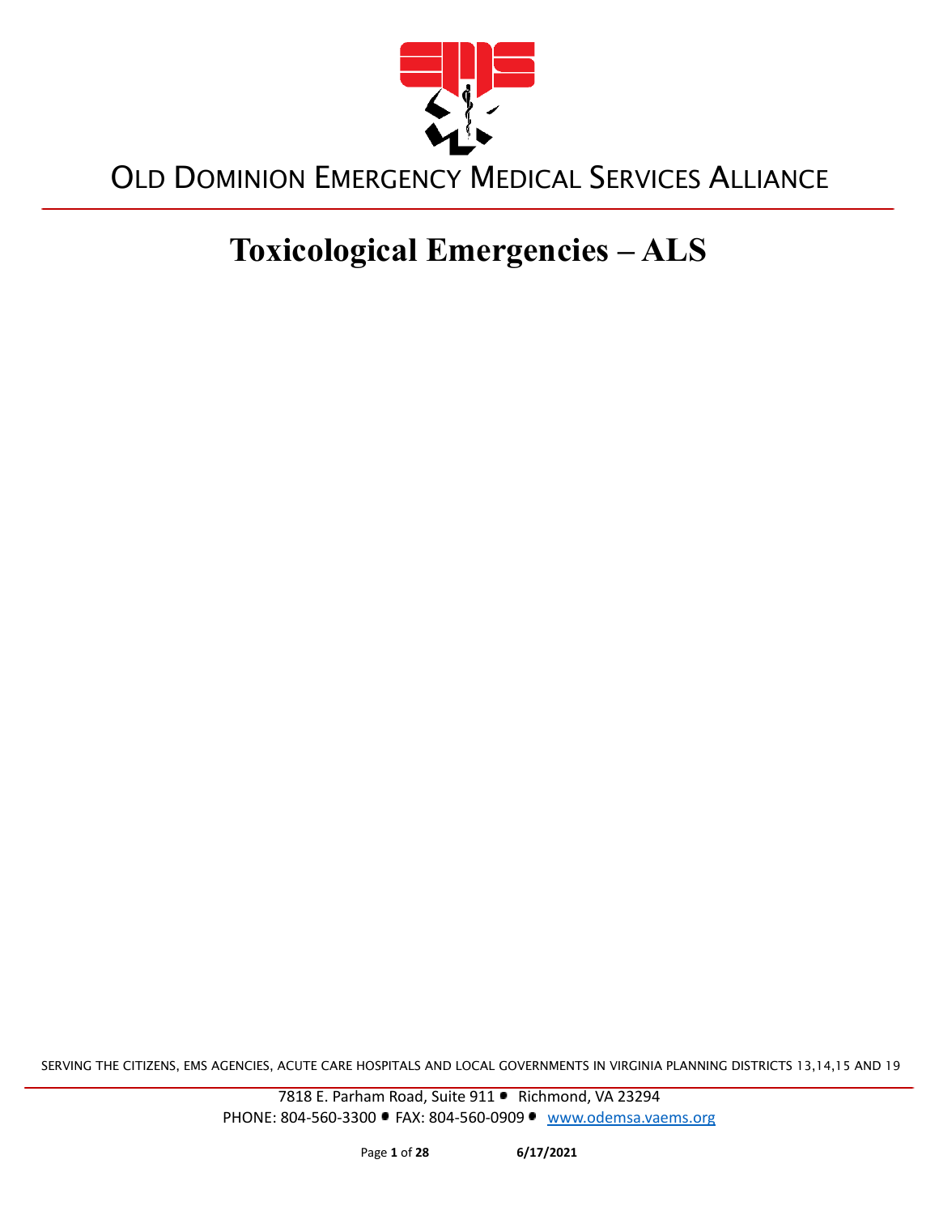# OLD DOMINION EMERGENCY MEDICAL SERVICES ALLIANCE

# Toxicological Emergencies – ALS

SERVING THE CITIZENS, EMS AGENCIES, ACUTE CARE HOSPITALS AND LOCAL GOVERNMENTS IN VIRGINIA PLANNING DISTRICTS 13,14,15 AND 19

7818 E. Parham Road, Suite 911 • Richmond, VA 23294
PHONE: 804-560-3300 • FAX: 804-560-0909 • www.odemsa.vaems.org

6/17/2021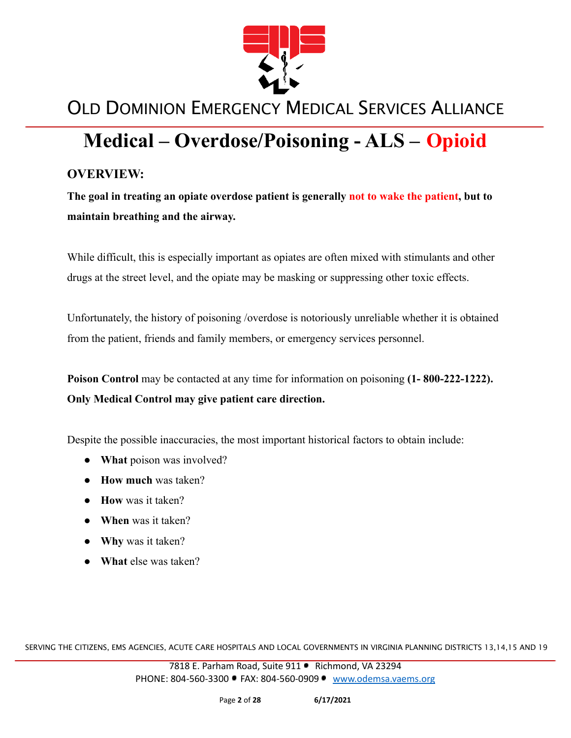# Medical – Overdose/Poisoning - ALS – Opioid

## OVERVIEW:

**The goal in treating an opiate overdose patient is generally not to wake the patient, but to maintain breathing and the airway.**

While difficult, this is especially important as opiates are often mixed with stimulants and other drugs at the street level, and the opiate may be masking or suppressing other toxic effects.

Unfortunately, the history of poisoning /overdose is notoriously unreliable whether it is obtained from the patient, friends and family members, or emergency services personnel.

**Poison Control** may be contacted at any time for information on poisoning **(1- 800-222-1222). Only Medical Control may give patient care direction.**

Despite the possible inaccuracies, the most important historical factors to obtain include:

- **What** poison was involved?
- **How much** was taken?
- **How** was it taken?
- **When** was it taken?
- **Why** was it taken?
- **What** else was taken?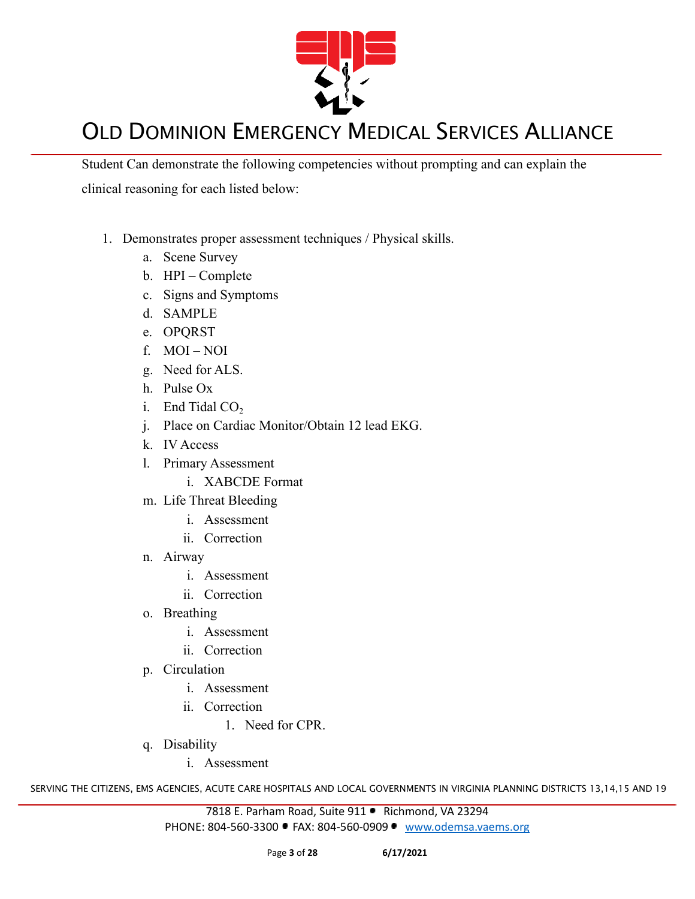Student Can demonstrate the following competencies without prompting and can explain the clinical reasoning for each listed below:

1. Demonstrates proper assessment techniques / Physical skills.
   a. Scene Survey
   b. HPI – Complete
   c. Signs and Symptoms
   d. SAMPLE
   e. OPQRST
   f. MOI – NOI
   g. Need for ALS.
   h. Pulse Ox
   i. End Tidal $CO_2$
   j. Place on Cardiac Monitor/Obtain 12 lead EKG.
   k. IV Access
   l. Primary Assessment
      i. XABCDE Format
   m. Life Threat Bleeding
      i. Assessment
      ii. Correction
   n. Airway
      i. Assessment
      ii. Correction
   o. Breathing
      i. Assessment
      ii. Correction
   p. Circulation
      i. Assessment
      ii. Correction
         1. Need for CPR.
   q. Disability
      i. Assessment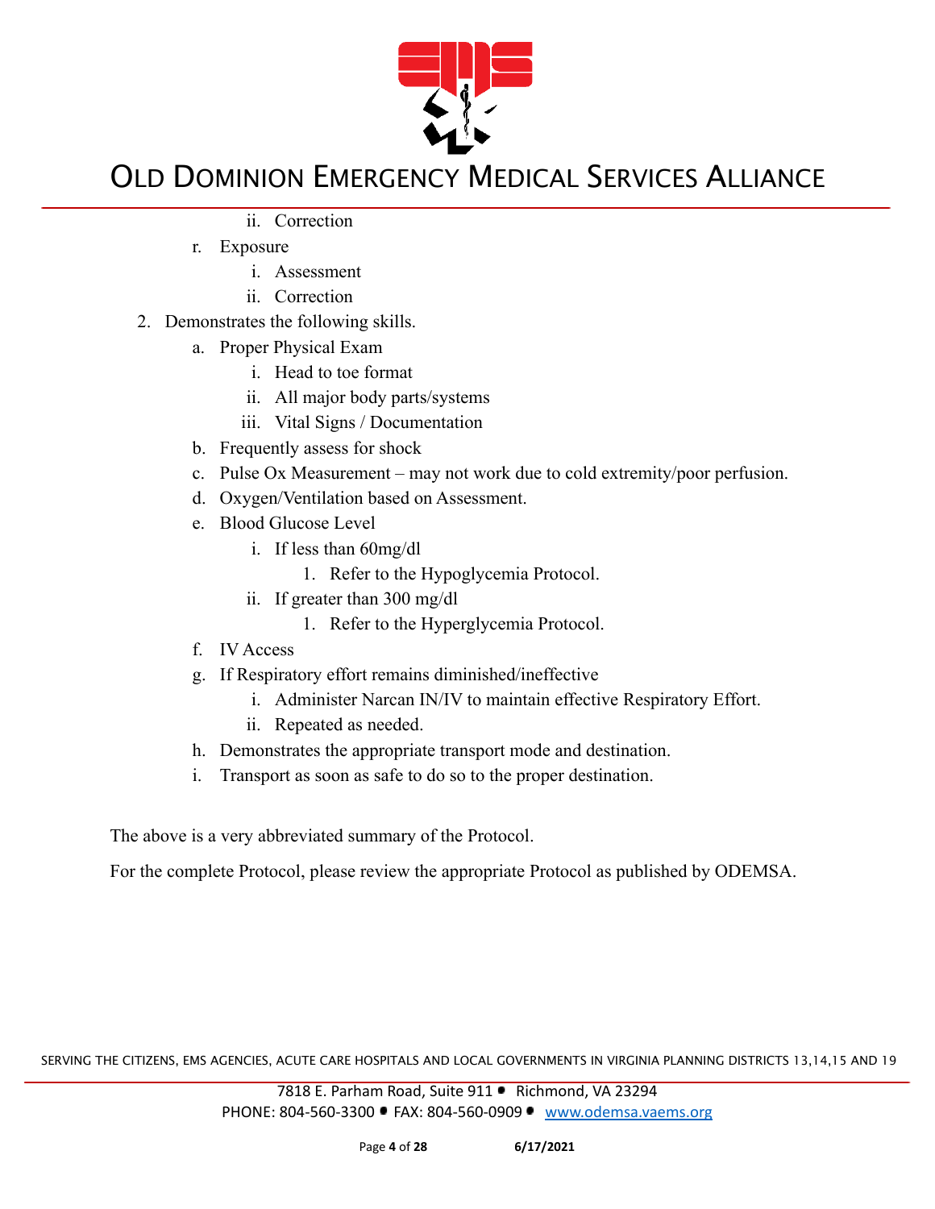- ii. Correction
- r. Exposure
   - i. Assessment
   - ii. Correction

2. Demonstrates the following skills.
   - a. Proper Physical Exam
      - i. Head to toe format
      - ii. All major body parts/systems
      - iii. Vital Signs / Documentation
   - b. Frequently assess for shock
   - c. Pulse Ox Measurement – may not work due to cold extremity/poor perfusion.
   - d. Oxygen/Ventilation based on Assessment.
   - e. Blood Glucose Level
      - i. If less than 60mg/dl
         1. Refer to the Hypoglycemia Protocol.
      - ii. If greater than 300 mg/dl
         1. Refer to the Hyperglycemia Protocol.
   - f. IV Access
   - g. If Respiratory effort remains diminished/ineffective
      - i. Administer Narcan IN/IV to maintain effective Respiratory Effort.
      - ii. Repeated as needed.
   - h. Demonstrates the appropriate transport mode and destination.
   - i. Transport as soon as safe to do so to the proper destination.

The above is a very abbreviated summary of the Protocol.

For the complete Protocol, please review the appropriate Protocol as published by ODEMSA.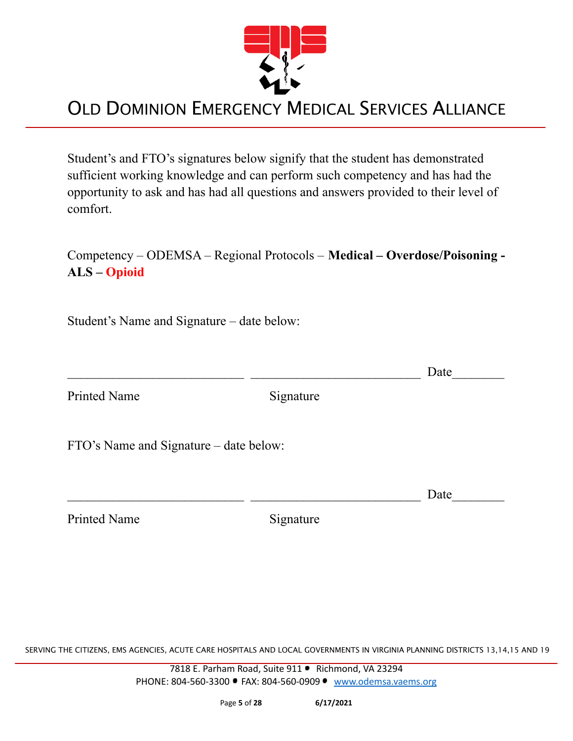Student's and FTO's signatures below signify that the student has demonstrated sufficient working knowledge and can perform such competency and has had the opportunity to ask and has had all questions and answers provided to their level of comfort.

Competency – ODEMSA – Regional Protocols – **Medical – Overdose/Poisoning - ALS – Opioid**

Student's Name and Signature – date below:

___________________________ ___________________________ Date________

Printed Name Signature

FTO's Name and Signature – date below:

___________________________ ___________________________ Date________

Printed Name Signature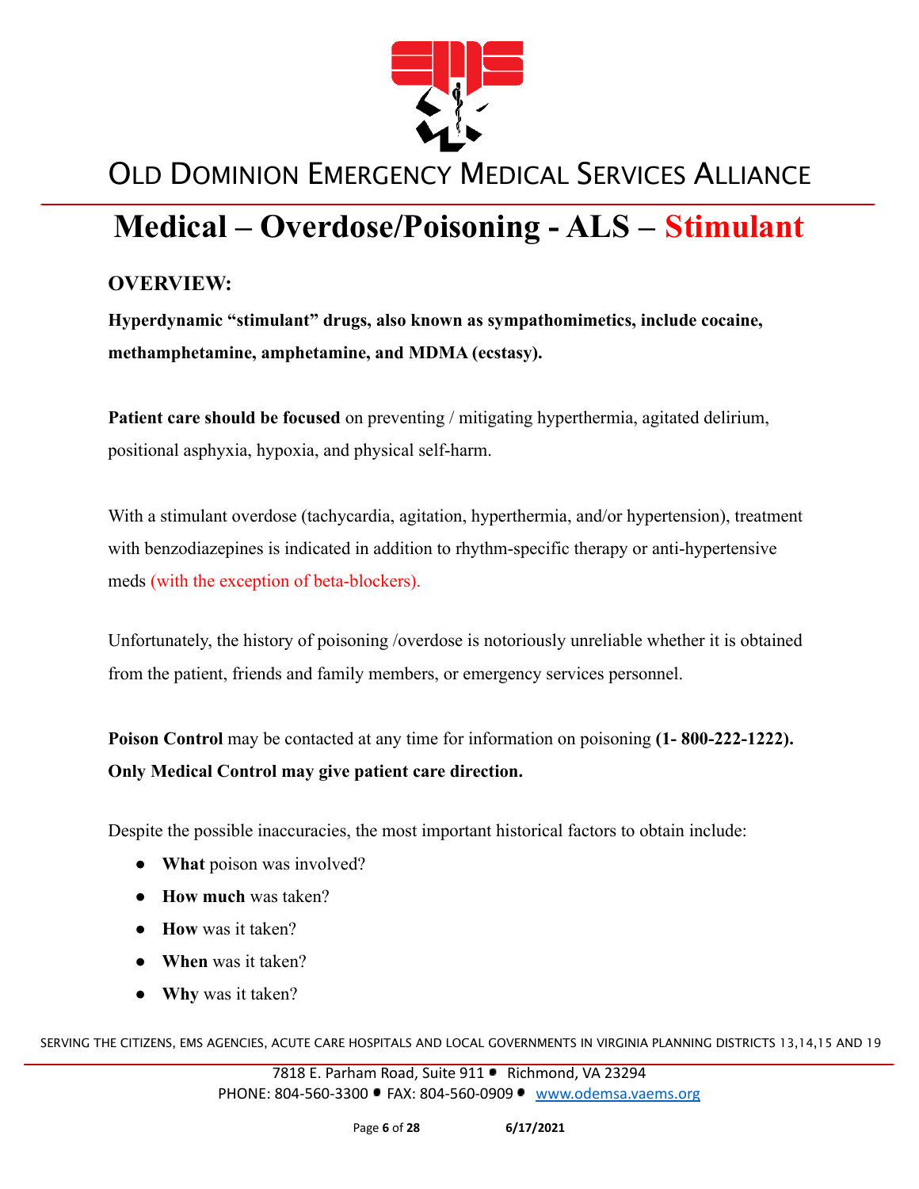# Medical – Overdose/Poisoning - ALS – Stimulant

## OVERVIEW:

**Hyperdynamic "stimulant" drugs, also known as sympathomimetics, include cocaine, methamphetamine, amphetamine, and MDMA (ecstasy).**

**Patient care should be focused** on preventing / mitigating hyperthermia, agitated delirium, positional asphyxia, hypoxia, and physical self-harm.

With a stimulant overdose (tachycardia, agitation, hyperthermia, and/or hypertension), treatment with benzodiazepines is indicated in addition to rhythm-specific therapy or anti-hypertensive meds (with the exception of beta-blockers).

Unfortunately, the history of poisoning /overdose is notoriously unreliable whether it is obtained from the patient, friends and family members, or emergency services personnel.

**Poison Control** may be contacted at any time for information on poisoning **(1- 800-222-1222). Only Medical Control may give patient care direction.**

Despite the possible inaccuracies, the most important historical factors to obtain include:

- **What** poison was involved?
- **How much** was taken?
- **How** was it taken?
- **When** was it taken?
- **Why** was it taken?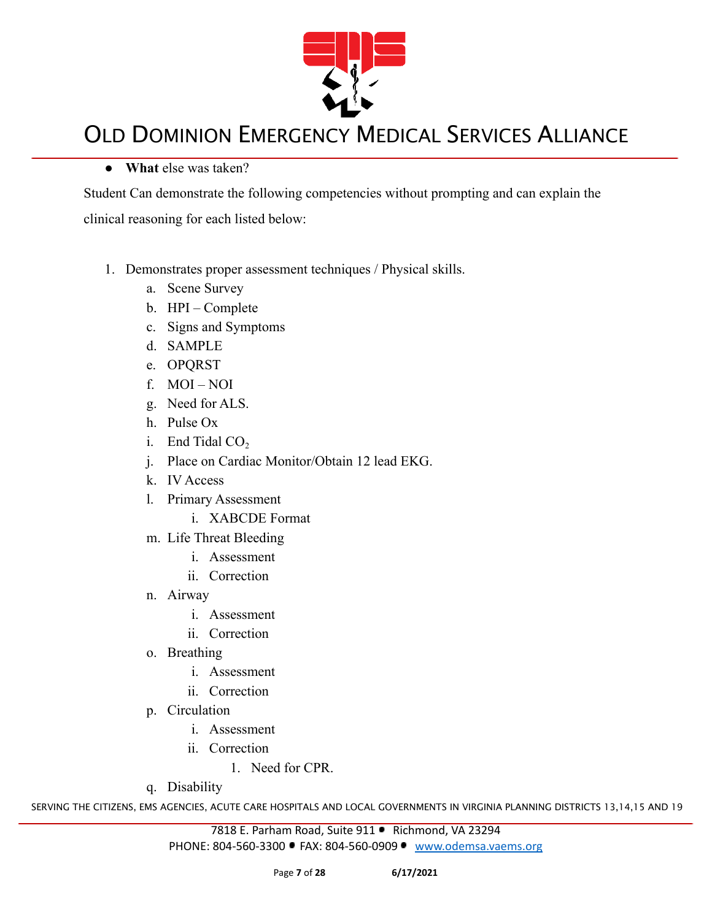- **What** else was taken?

Student Can demonstrate the following competencies without prompting and can explain the clinical reasoning for each listed below:

1. Demonstrates proper assessment techniques / Physical skills.
    a. Scene Survey
    b. HPI – Complete
    c. Signs and Symptoms
    d. SAMPLE
    e. OPQRST
    f. MOI – NOI
    g. Need for ALS.
    h. Pulse Ox
    i. End Tidal $CO_2$
    j. Place on Cardiac Monitor/Obtain 12 lead EKG.
    k. IV Access
    l. Primary Assessment
        i. XABCDE Format
    m. Life Threat Bleeding
        i. Assessment
        ii. Correction
    n. Airway
        i. Assessment
        ii. Correction
    o. Breathing
        i. Assessment
        ii. Correction
    p. Circulation
        i. Assessment
        ii. Correction
            1. Need for CPR.
    q. Disability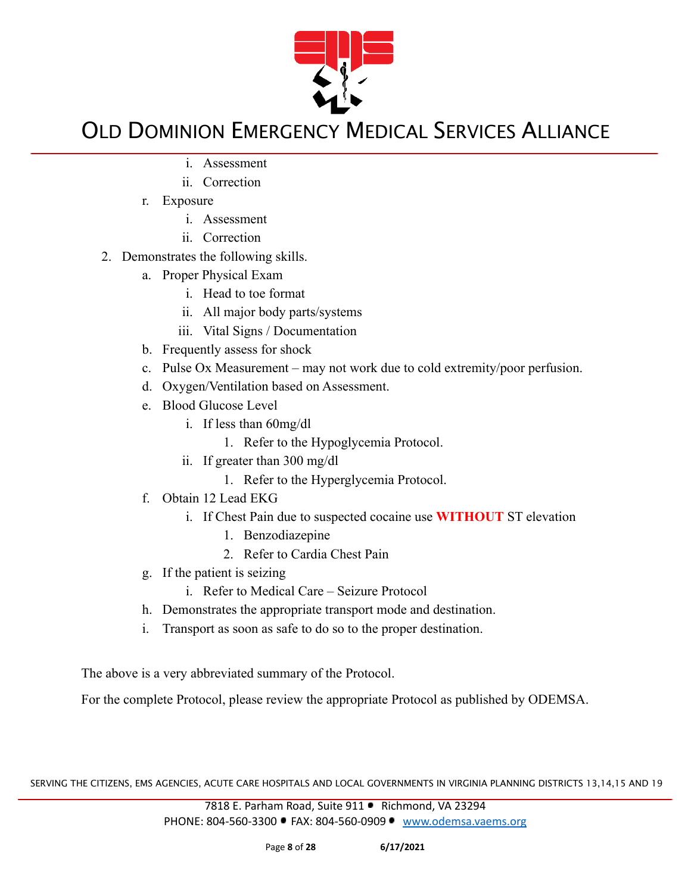i. Assessment
      ii. Correction
   r. Exposure
      i. Assessment
      ii. Correction
2. Demonstrates the following skills.
   a. Proper Physical Exam
      i. Head to toe format
      ii. All major body parts/systems
      iii. Vital Signs / Documentation
   b. Frequently assess for shock
   c. Pulse Ox Measurement – may not work due to cold extremity/poor perfusion.
   d. Oxygen/Ventilation based on Assessment.
   e. Blood Glucose Level
      i. If less than 60mg/dl
         1. Refer to the Hypoglycemia Protocol.
      ii. If greater than 300 mg/dl
         1. Refer to the Hyperglycemia Protocol.
   f. Obtain 12 Lead EKG
      i. If Chest Pain due to suspected cocaine use **WITHOUT** ST elevation
         1. Benzodiazepine
         2. Refer to Cardia Chest Pain
   g. If the patient is seizing
      i. Refer to Medical Care – Seizure Protocol
   h. Demonstrates the appropriate transport mode and destination.
   i. Transport as soon as safe to do so to the proper destination.

The above is a very abbreviated summary of the Protocol.

For the complete Protocol, please review the appropriate Protocol as published by ODEMSA.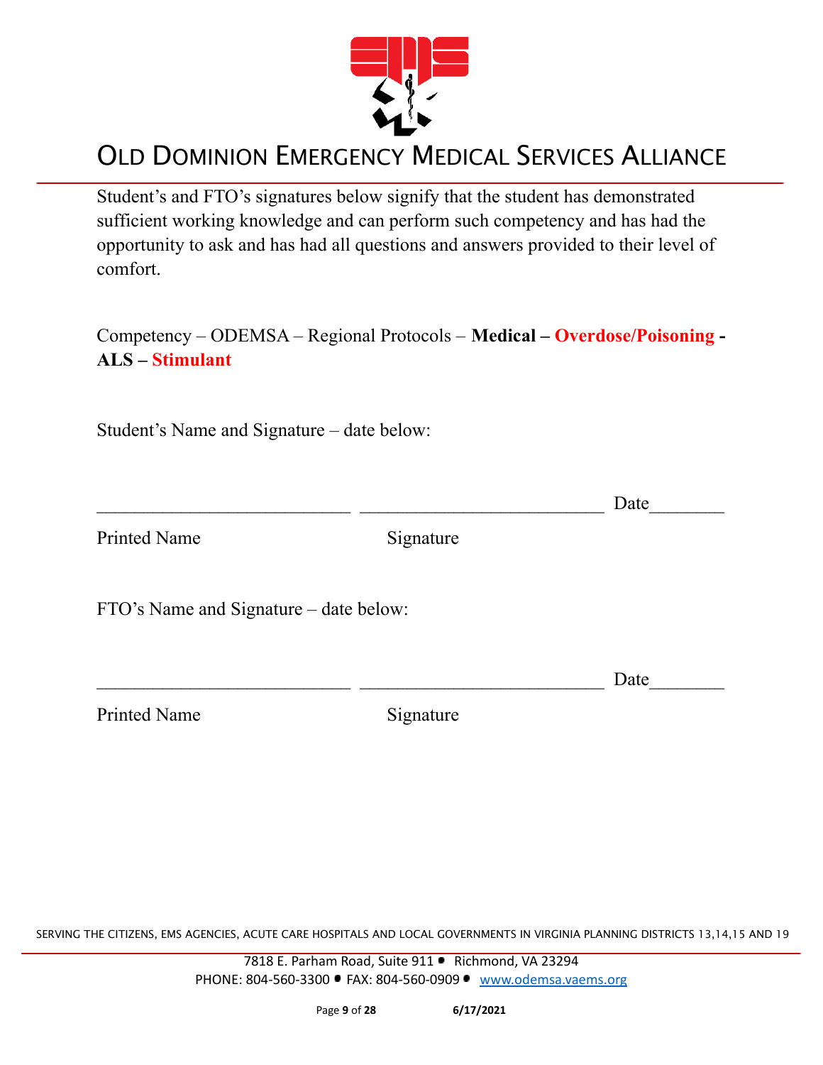Student's and FTO's signatures below signify that the student has demonstrated sufficient working knowledge and can perform such competency and has had the opportunity to ask and has had all questions and answers provided to their level of comfort.

Competency – ODEMSA – Regional Protocols – **Medical – Overdose/Poisoning - ALS – Stimulant**

Student's Name and Signature – date below:

\_\_\_\_\_\_\_\_\_\_\_\_\_\_\_\_\_\_\_\_\_\_\_\_\_\_\_ \_\_\_\_\_\_\_\_\_\_\_\_\_\_\_\_\_\_\_\_\_\_\_\_\_\_ Date\_\_\_\_\_\_\_\_

Printed Name Signature

FTO's Name and Signature – date below:

\_\_\_\_\_\_\_\_\_\_\_\_\_\_\_\_\_\_\_\_\_\_\_\_\_\_\_ \_\_\_\_\_\_\_\_\_\_\_\_\_\_\_\_\_\_\_\_\_\_\_\_\_\_ Date\_\_\_\_\_\_\_\_

Printed Name Signature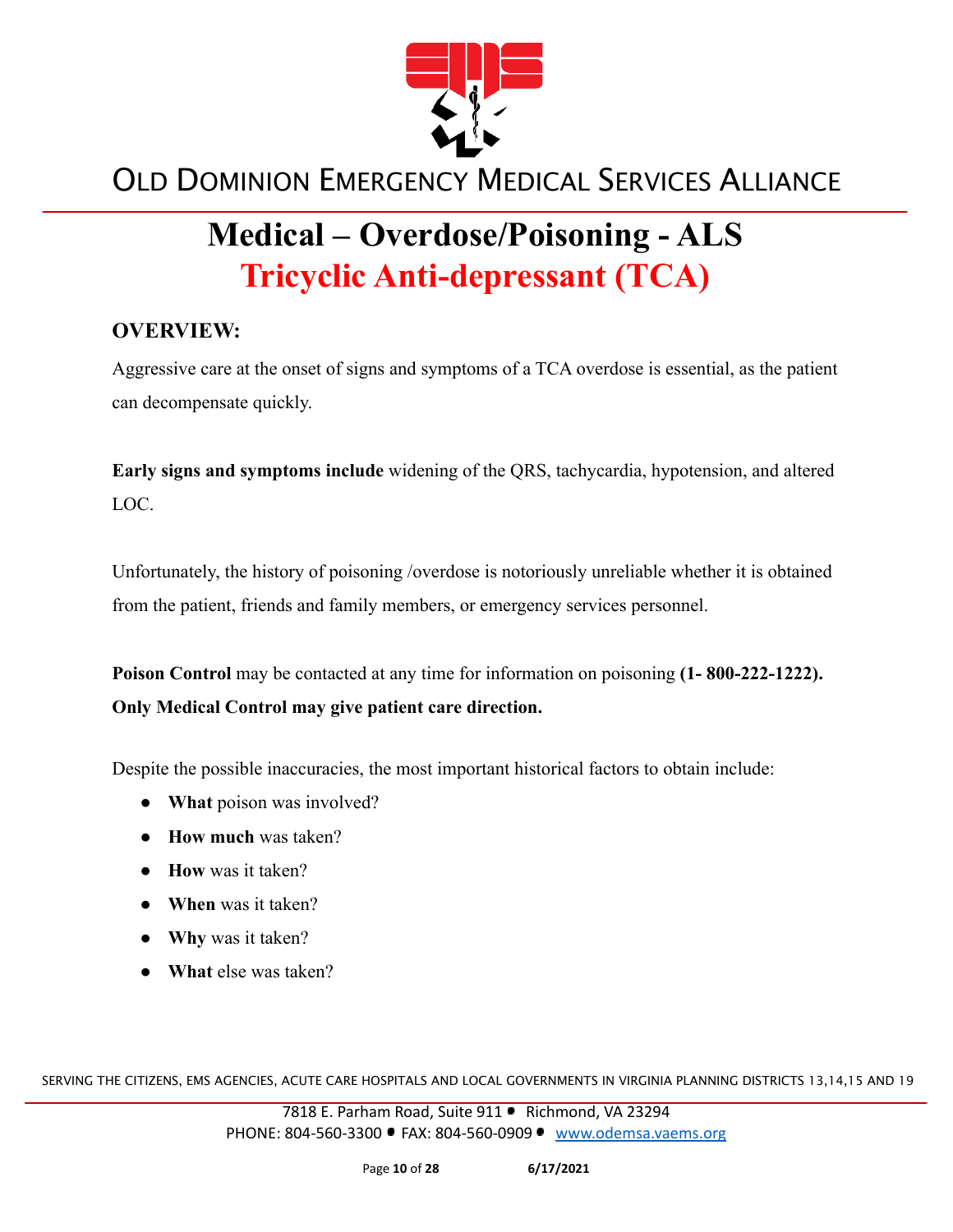# Medical – Overdose/Poisoning - ALS

## Tricyclic Anti-depressant (TCA)

### OVERVIEW:

Aggressive care at the onset of signs and symptoms of a TCA overdose is essential, as the patient can decompensate quickly.

**Early signs and symptoms include** widening of the QRS, tachycardia, hypotension, and altered LOC.

Unfortunately, the history of poisoning /overdose is notoriously unreliable whether it is obtained from the patient, friends and family members, or emergency services personnel.

**Poison Control** may be contacted at any time for information on poisoning **(1- 800-222-1222). Only Medical Control may give patient care direction.**

Despite the possible inaccuracies, the most important historical factors to obtain include:

- **What** poison was involved?
- **How much** was taken?
- **How** was it taken?
- **When** was it taken?
- **Why** was it taken?
- **What** else was taken?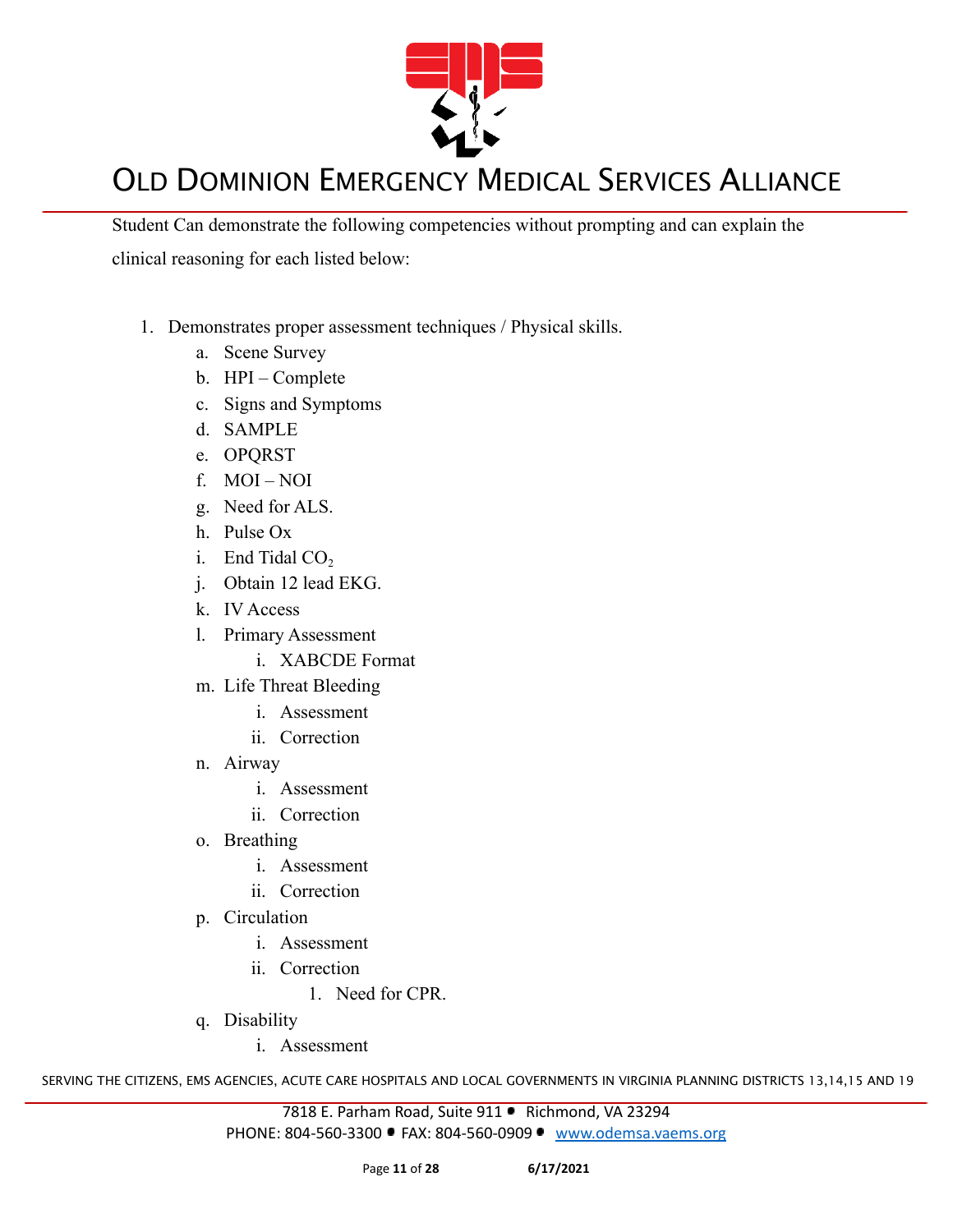Student Can demonstrate the following competencies without prompting and can explain the clinical reasoning for each listed below:

1. Demonstrates proper assessment techniques / Physical skills.
    a. Scene Survey
    b. HPI – Complete
    c. Signs and Symptoms
    d. SAMPLE
    e. OPQRST
    f. MOI – NOI
    g. Need for ALS.
    h. Pulse Ox
    i. End Tidal $CO_2$
    j. Obtain 12 lead EKG.
    k. IV Access
    l. Primary Assessment
        i. XABCDE Format
    m. Life Threat Bleeding
        i. Assessment
        ii. Correction
    n. Airway
        i. Assessment
        ii. Correction
    o. Breathing
        i. Assessment
        ii. Correction
    p. Circulation
        i. Assessment
        ii. Correction
            1. Need for CPR.
    q. Disability
        i. Assessment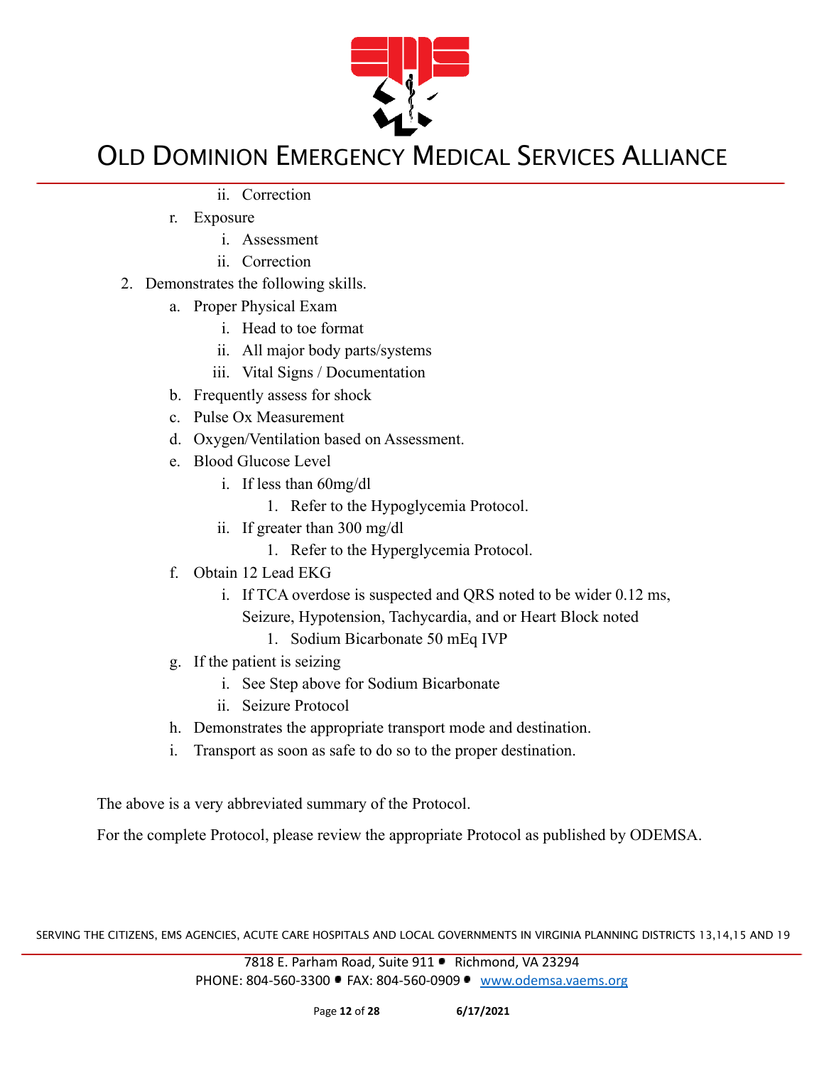ii. Correction

    r. Exposure

        i. Assessment

        ii. Correction

2. Demonstrates the following skills.

    a. Proper Physical Exam

        i. Head to toe format

        ii. All major body parts/systems

        iii. Vital Signs / Documentation

    b. Frequently assess for shock

    c. Pulse Ox Measurement

    d. Oxygen/Ventilation based on Assessment.

    e. Blood Glucose Level

        i. If less than 60mg/dl

            1. Refer to the Hypoglycemia Protocol.

        ii. If greater than 300 mg/dl

            1. Refer to the Hyperglycemia Protocol.

    f. Obtain 12 Lead EKG

        i. If TCA overdose is suspected and QRS noted to be wider 0.12 ms, Seizure, Hypotension, Tachycardia, and or Heart Block noted

            1. Sodium Bicarbonate 50 mEq IVP

    g. If the patient is seizing

        i. See Step above for Sodium Bicarbonate

        ii. Seizure Protocol

    h. Demonstrates the appropriate transport mode and destination.

    i. Transport as soon as safe to do so to the proper destination.

The above is a very abbreviated summary of the Protocol.

For the complete Protocol, please review the appropriate Protocol as published by ODEMSA.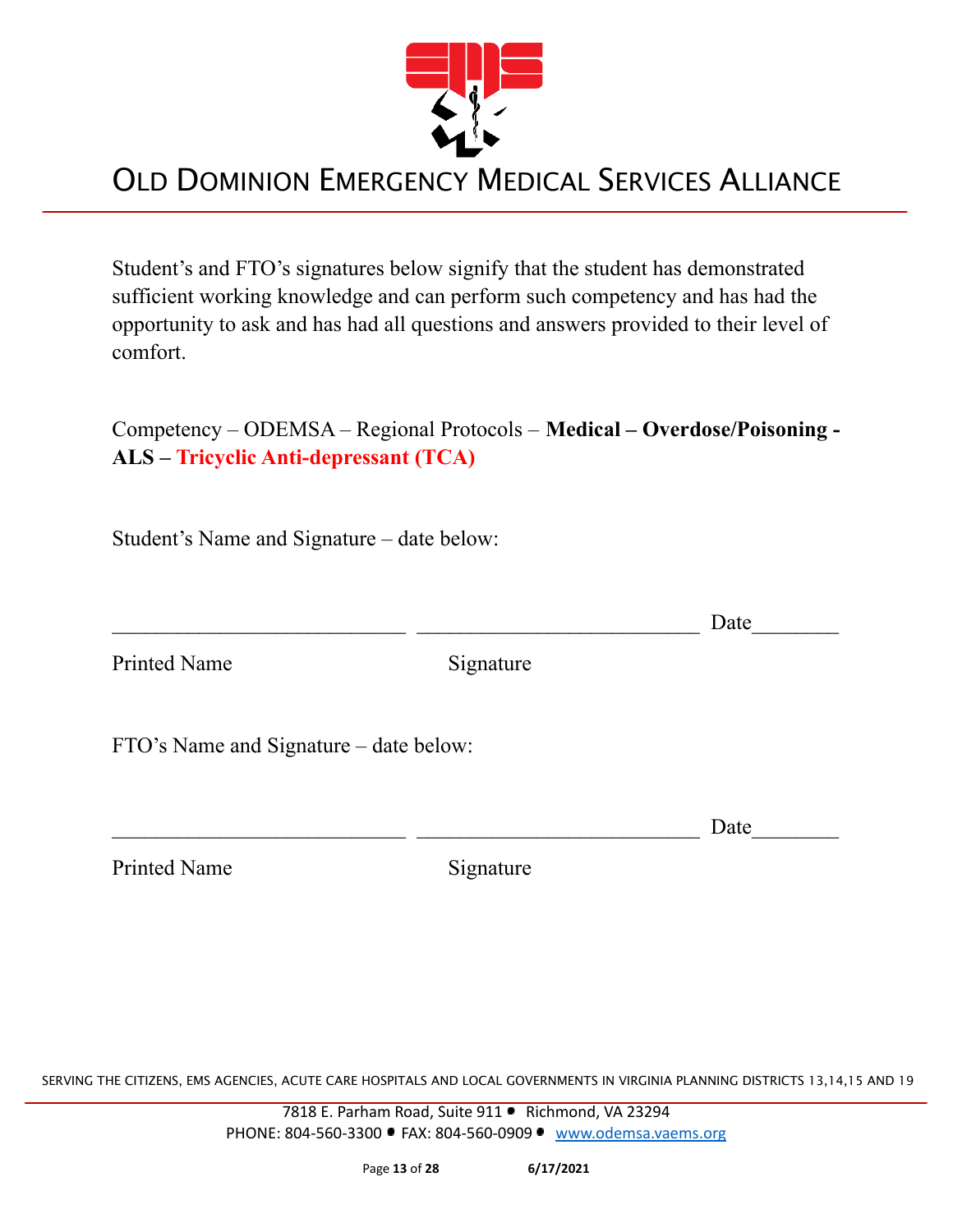Student's and FTO's signatures below signify that the student has demonstrated sufficient working knowledge and can perform such competency and has had the opportunity to ask and has had all questions and answers provided to their level of comfort.

Competency – ODEMSA – Regional Protocols – **Medical – Overdose/Poisoning - ALS – Tricyclic Anti-depressant (TCA)**

Student's Name and Signature – date below:

___________________________ ___________________________ Date________

Printed Name Signature

FTO's Name and Signature – date below:

___________________________ ___________________________ Date________

Printed Name Signature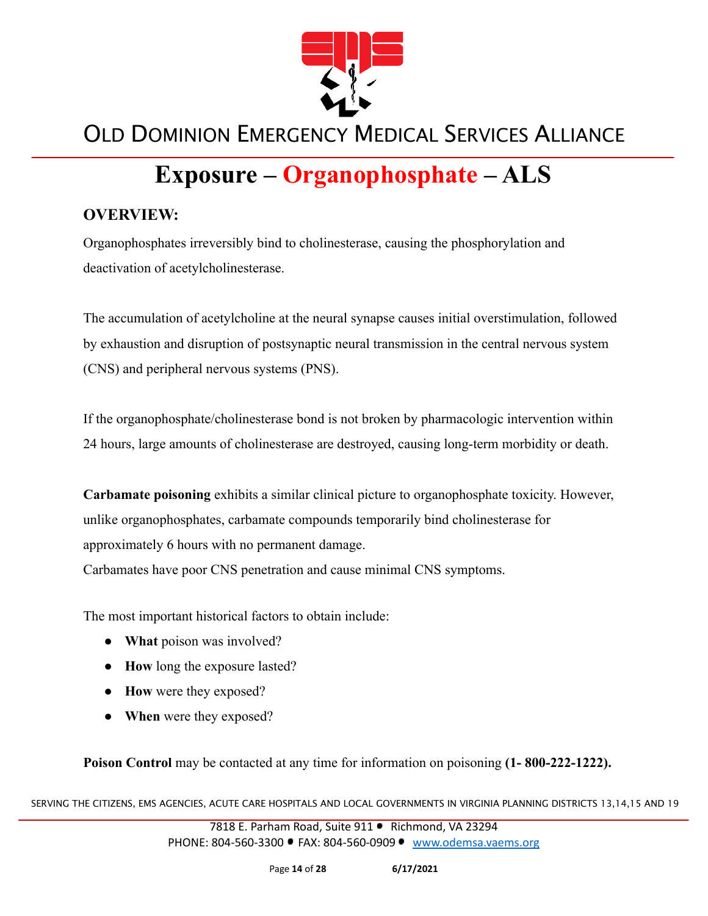# Exposure – Organophosphate – ALS

## OVERVIEW:

Organophosphates irreversibly bind to cholinesterase, causing the phosphorylation and deactivation of acetylcholinesterase.

The accumulation of acetylcholine at the neural synapse causes initial overstimulation, followed by exhaustion and disruption of postsynaptic neural transmission in the central nervous system (CNS) and peripheral nervous systems (PNS).

If the organophosphate/cholinesterase bond is not broken by pharmacologic intervention within 24 hours, large amounts of cholinesterase are destroyed, causing long-term morbidity or death.

**Carbamate poisoning** exhibits a similar clinical picture to organophosphate toxicity. However, unlike organophosphates, carbamate compounds temporarily bind cholinesterase for approximately 6 hours with no permanent damage.
Carbamates have poor CNS penetration and cause minimal CNS symptoms.

The most important historical factors to obtain include:

- **What** poison was involved?
- **How** long the exposure lasted?
- **How** were they exposed?
- **When** were they exposed?

**Poison Control** may be contacted at any time for information on poisoning **(1- 800-222-1222).**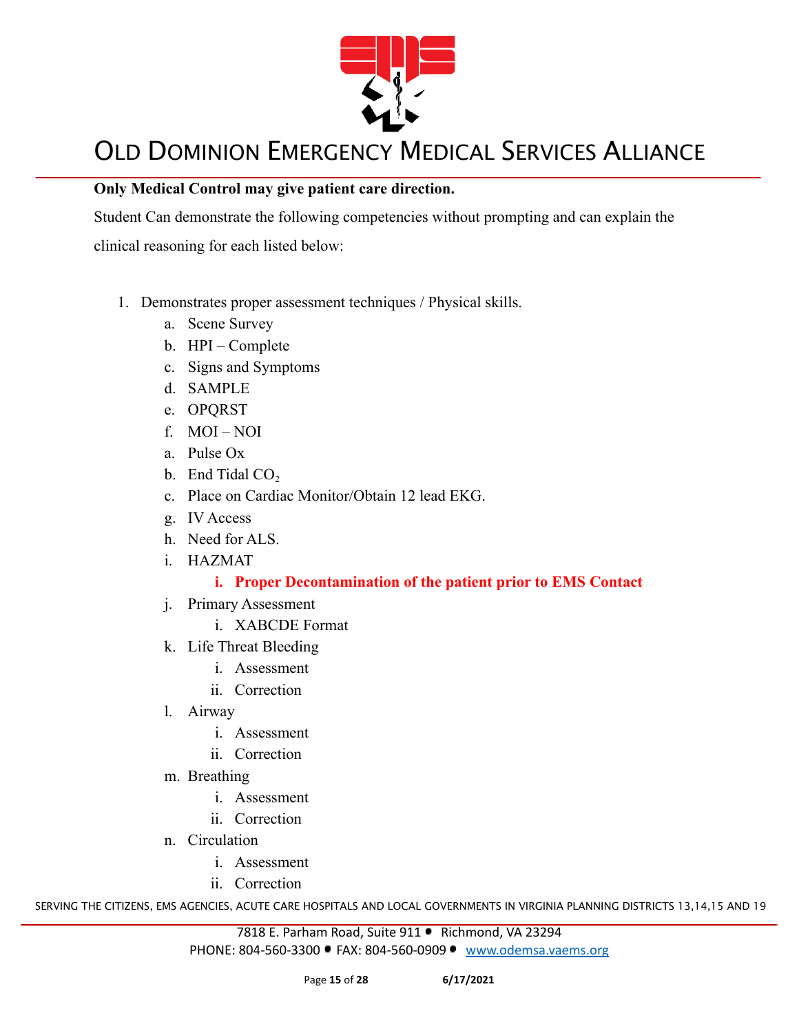**Only Medical Control may give patient care direction.**

Student Can demonstrate the following competencies without prompting and can explain the clinical reasoning for each listed below:

1. Demonstrates proper assessment techniques / Physical skills.
   a. Scene Survey
   b. HPI – Complete
   c. Signs and Symptoms
   d. SAMPLE
   e. OPQRST
   f. MOI – NOI
      a. Pulse Ox
      b. End Tidal $CO_2$
      c. Place on Cardiac Monitor/Obtain 12 lead EKG.
   g. IV Access
   h. Need for ALS.
   i. HAZMAT
      i. **Proper Decontamination of the patient prior to EMS Contact**
   j. Primary Assessment
      i. XABCDE Format
   k. Life Threat Bleeding
      i. Assessment
      ii. Correction
   l. Airway
      i. Assessment
      ii. Correction
   m. Breathing
      i. Assessment
      ii. Correction
   n. Circulation
      i. Assessment
      ii. Correction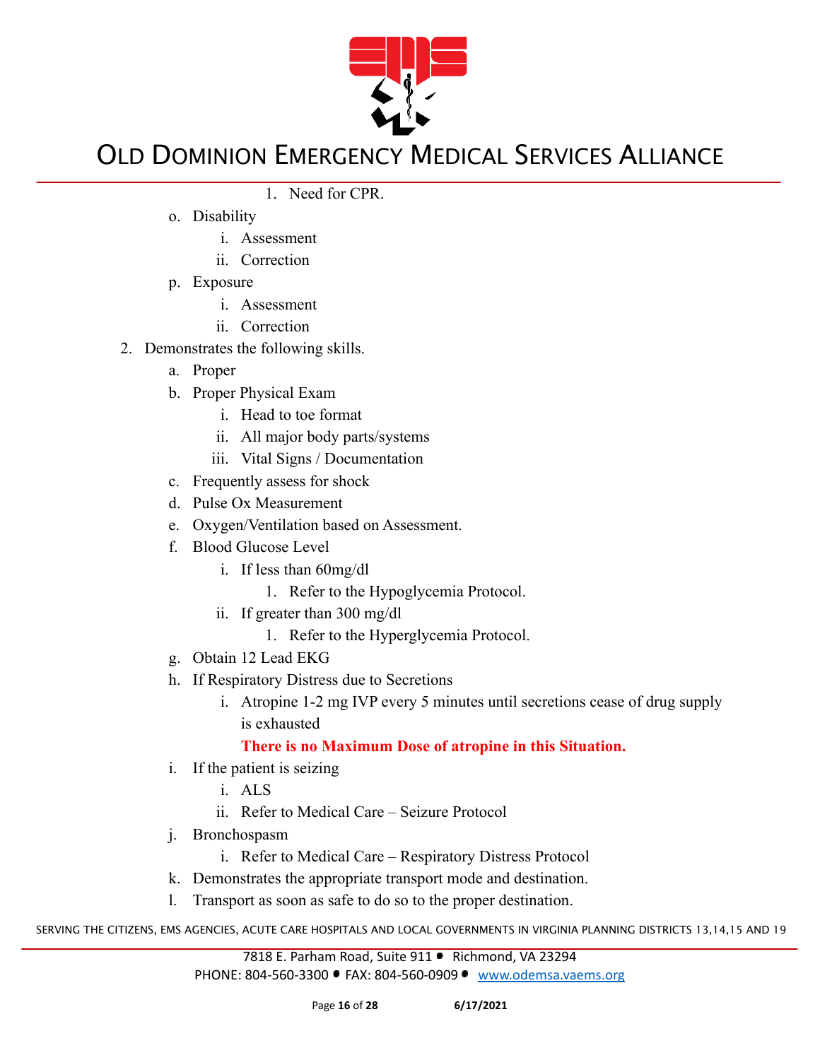1. Need for CPR.

o. Disability
    i. Assessment
    ii. Correction
p. Exposure
    i. Assessment
    ii. Correction

2. Demonstrates the following skills.
    a. Proper
    b. Proper Physical Exam
        i. Head to toe format
        ii. All major body parts/systems
        iii. Vital Signs / Documentation
    c. Frequently assess for shock
    d. Pulse Ox Measurement
    e. Oxygen/Ventilation based on Assessment.
    f. Blood Glucose Level
        i. If less than 60mg/dl
            1. Refer to the Hypoglycemia Protocol.
        ii. If greater than 300 mg/dl
            1. Refer to the Hyperglycemia Protocol.
    g. Obtain 12 Lead EKG
    h. If Respiratory Distress due to Secretions
        i. Atropine 1-2 mg IVP every 5 minutes until secretions cease of drug supply is exhausted

            **There is no Maximum Dose of atropine in this Situation.**
    i. If the patient is seizing
        i. ALS
        ii. Refer to Medical Care – Seizure Protocol
    j. Bronchospasm
        i. Refer to Medical Care – Respiratory Distress Protocol
    k. Demonstrates the appropriate transport mode and destination.
    l. Transport as soon as safe to do so to the proper destination.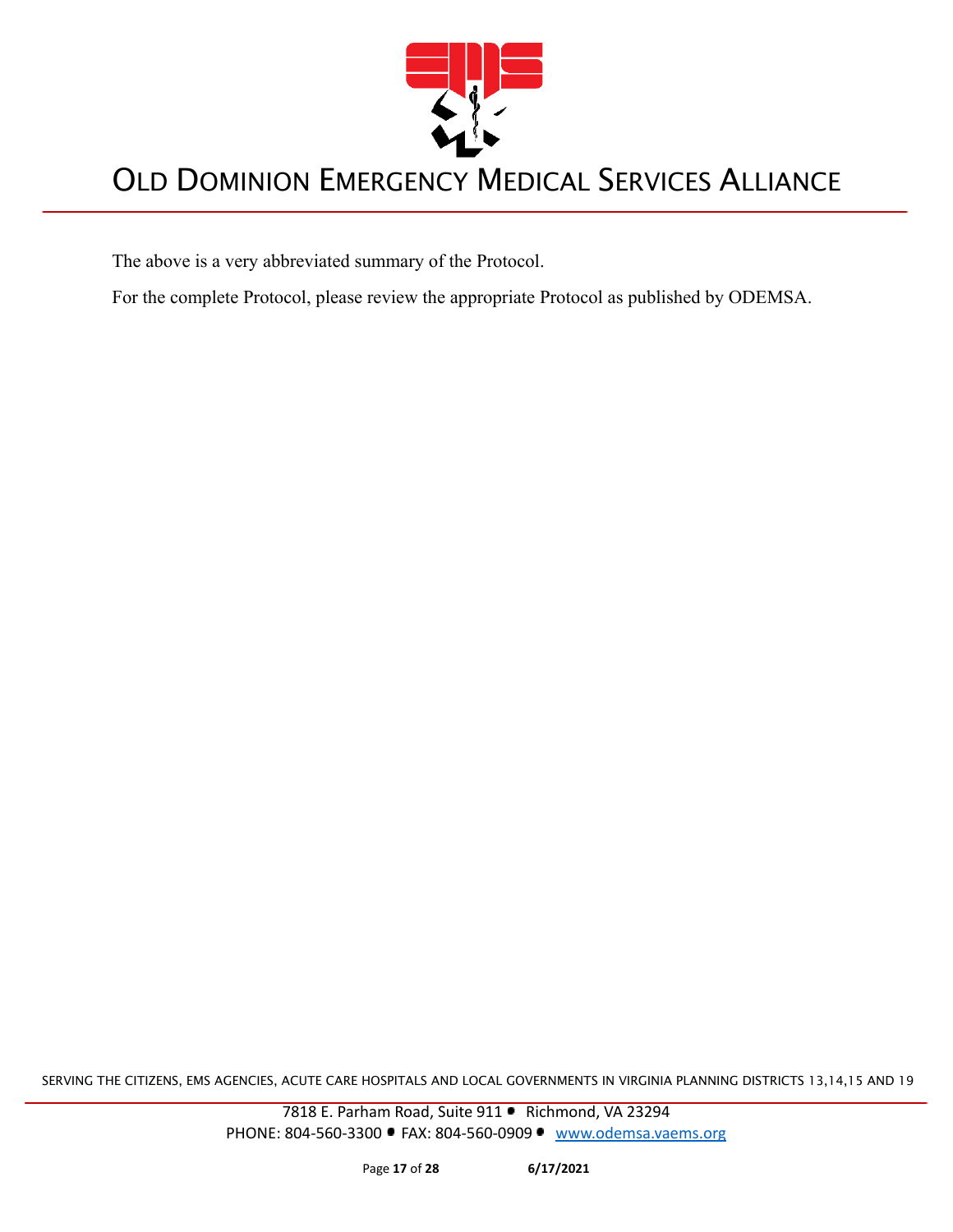The above is a very abbreviated summary of the Protocol.

For the complete Protocol, please review the appropriate Protocol as published by ODEMSA.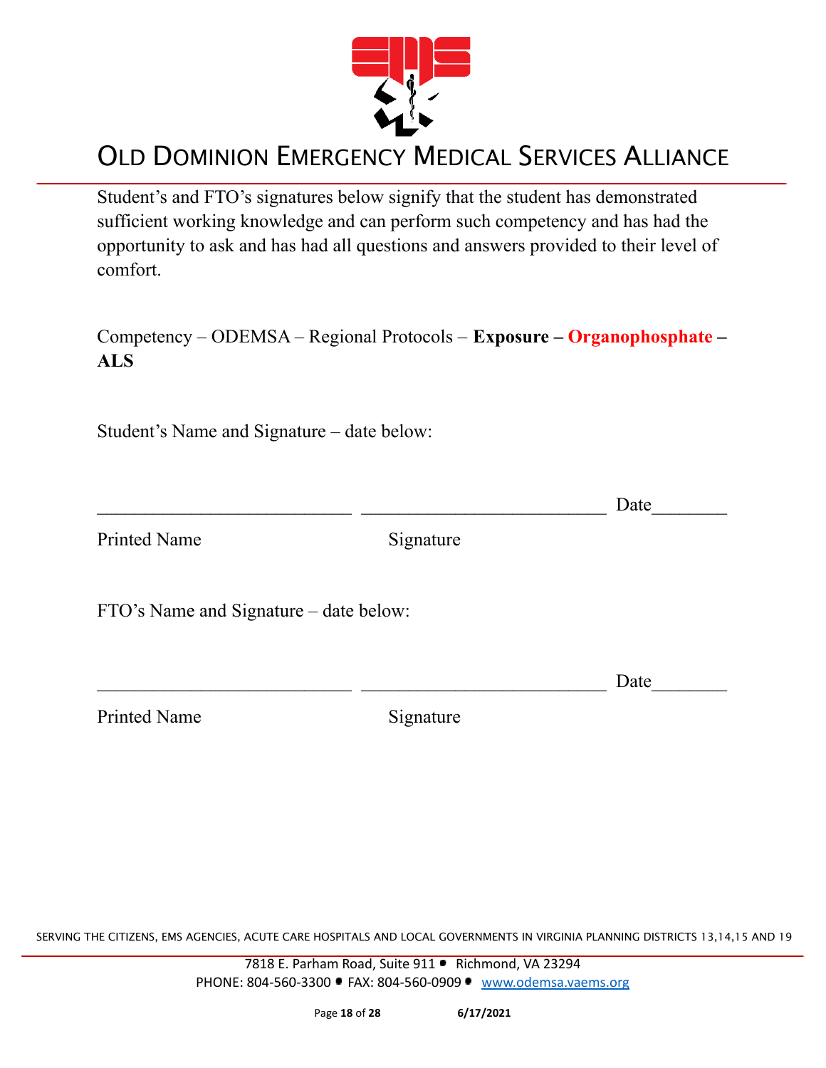# OLD DOMINION EMERGENCY MEDICAL SERVICES ALLIANCE

Student's and FTO's signatures below signify that the student has demonstrated sufficient working knowledge and can perform such competency and has had the opportunity to ask and has had all questions and answers provided to their level of comfort.

Competency – ODEMSA – Regional Protocols – **Exposure – Organophosphate – ALS**

Student's Name and Signature – date below:

___________________________ ___________________________ Date________

Printed Name Signature

FTO's Name and Signature – date below:

___________________________ ___________________________ Date________

Printed Name Signature

SERVING THE CITIZENS, EMS AGENCIES, ACUTE CARE HOSPITALS AND LOCAL GOVERNMENTS IN VIRGINIA PLANNING DISTRICTS 13,14,15 AND 19

7818 E. Parham Road, Suite 911 • Richmond, VA 23294
PHONE: 804-560-3300 • FAX: 804-560-0909 • www.odemsa.vaems.org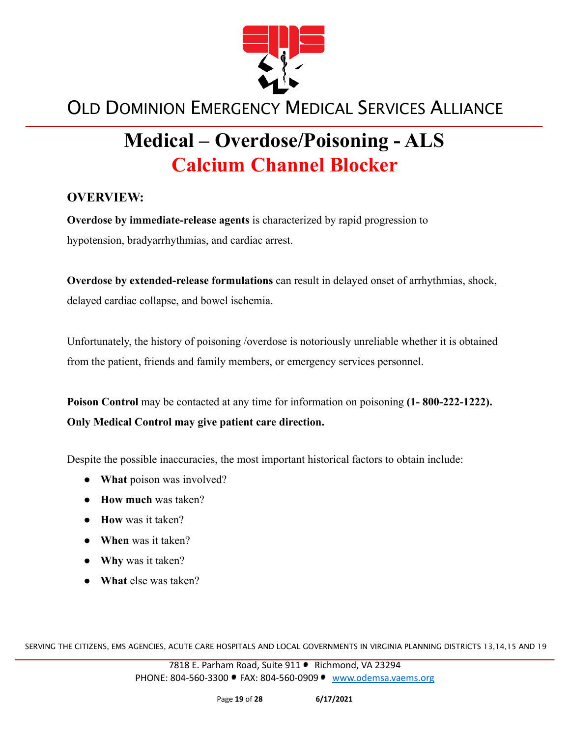# Medical – Overdose/Poisoning - ALS

## Calcium Channel Blocker

### OVERVIEW:

**Overdose by immediate-release agents** is characterized by rapid progression to hypotension, bradyarrhythmias, and cardiac arrest.

**Overdose by extended-release formulations** can result in delayed onset of arrhythmias, shock, delayed cardiac collapse, and bowel ischemia.

Unfortunately, the history of poisoning /overdose is notoriously unreliable whether it is obtained from the patient, friends and family members, or emergency services personnel.

**Poison Control** may be contacted at any time for information on poisoning **(1- 800-222-1222). Only Medical Control may give patient care direction.**

Despite the possible inaccuracies, the most important historical factors to obtain include:

- **What** poison was involved?
- **How much** was taken?
- **How** was it taken?
- **When** was it taken?
- **Why** was it taken?
- **What** else was taken?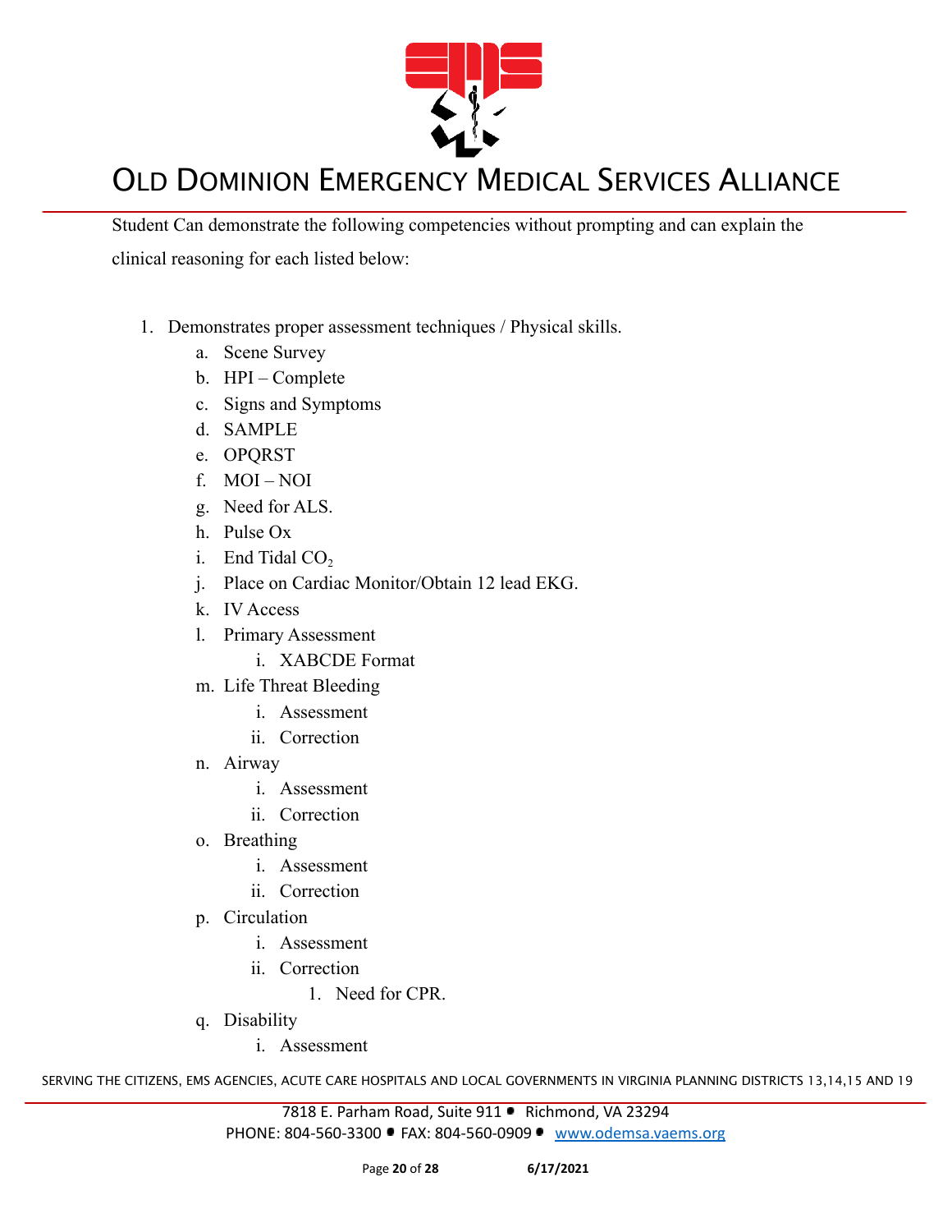Student Can demonstrate the following competencies without prompting and can explain the clinical reasoning for each listed below:

1. Demonstrates proper assessment techniques / Physical skills.
    a. Scene Survey
    b. HPI – Complete
    c. Signs and Symptoms
    d. SAMPLE
    e. OPQRST
    f. MOI – NOI
    g. Need for ALS.
    h. Pulse Ox
    i. End Tidal $CO_2$
    j. Place on Cardiac Monitor/Obtain 12 lead EKG.
    k. IV Access
    l. Primary Assessment
        i. XABCDE Format
    m. Life Threat Bleeding
        i. Assessment
        ii. Correction
    n. Airway
        i. Assessment
        ii. Correction
    o. Breathing
        i. Assessment
        ii. Correction
    p. Circulation
        i. Assessment
        ii. Correction
            1. Need for CPR.
    q. Disability
        i. Assessment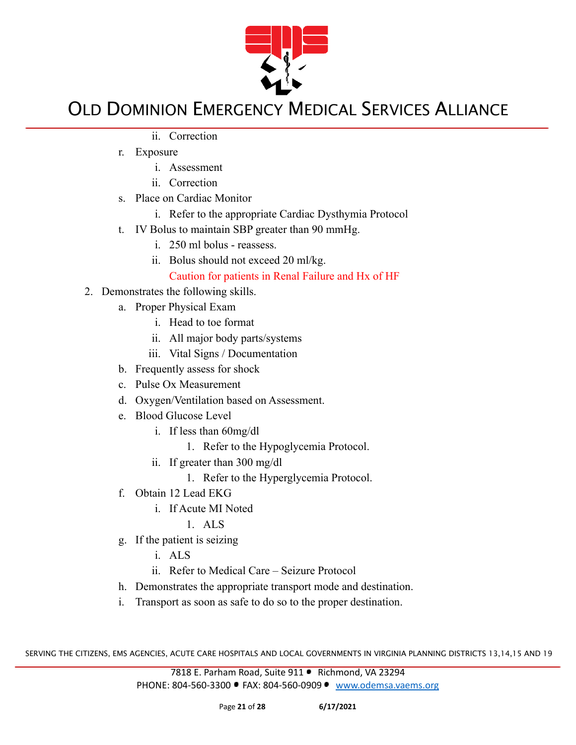ii. Correction

   r. Exposure
      i. Assessment
      ii. Correction
   s. Place on Cardiac Monitor
      i. Refer to the appropriate Cardiac Dysthymia Protocol
   t. IV Bolus to maintain SBP greater than 90 mmHg.
      i. 250 ml bolus - reassess.
      ii. Bolus should not exceed 20 ml/kg.

         Caution for patients in Renal Failure and Hx of HF

2. Demonstrates the following skills.
   a. Proper Physical Exam
      i. Head to toe format
      ii. All major body parts/systems
      iii. Vital Signs / Documentation
   b. Frequently assess for shock
   c. Pulse Ox Measurement
   d. Oxygen/Ventilation based on Assessment.
   e. Blood Glucose Level
      i. If less than 60mg/dl
         1. Refer to the Hypoglycemia Protocol.
      ii. If greater than 300 mg/dl
         1. Refer to the Hyperglycemia Protocol.
   f. Obtain 12 Lead EKG
      i. If Acute MI Noted
         1. ALS
   g. If the patient is seizing
      i. ALS
      ii. Refer to Medical Care – Seizure Protocol
   h. Demonstrates the appropriate transport mode and destination.
   i. Transport as soon as safe to do so to the proper destination.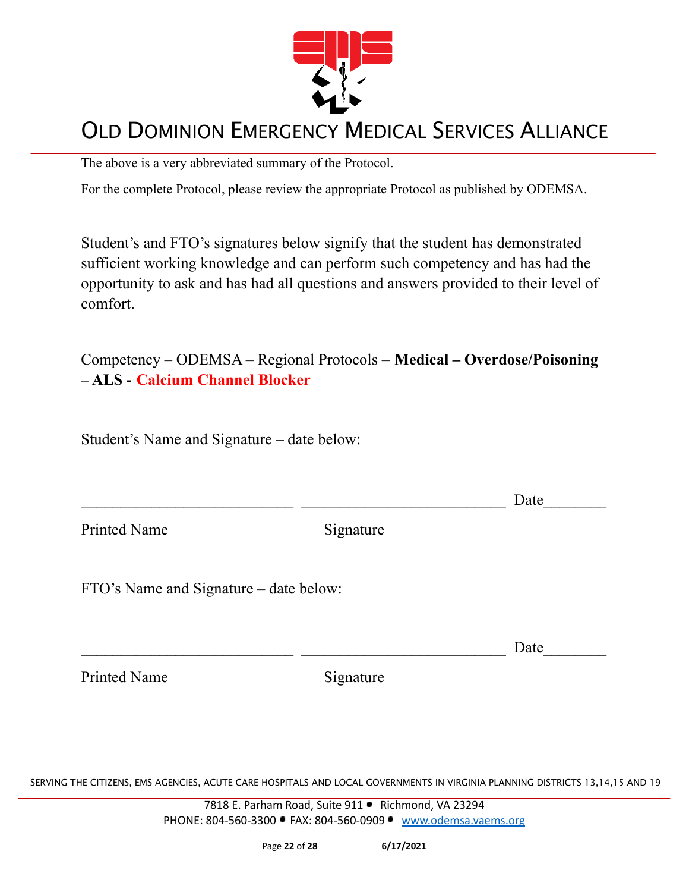The above is a very abbreviated summary of the Protocol.

For the complete Protocol, please review the appropriate Protocol as published by ODEMSA.

Student's and FTO's signatures below signify that the student has demonstrated sufficient working knowledge and can perform such competency and has had the opportunity to ask and has had all questions and answers provided to their level of comfort.

Competency – ODEMSA – Regional Protocols – **Medical – Overdose/Poisoning – ALS - Calcium Channel Blocker**

Student's Name and Signature – date below:

\_\_\_\_\_\_\_\_\_\_\_\_\_\_\_\_\_\_\_\_\_\_\_\_\_\_\_\_ \_\_\_\_\_\_\_\_\_\_\_\_\_\_\_\_\_\_\_\_\_\_\_\_\_\_\_ Date\_\_\_\_\_\_\_\_

Printed Name Signature

FTO's Name and Signature – date below:

\_\_\_\_\_\_\_\_\_\_\_\_\_\_\_\_\_\_\_\_\_\_\_\_\_\_\_\_ \_\_\_\_\_\_\_\_\_\_\_\_\_\_\_\_\_\_\_\_\_\_\_\_\_\_\_ Date\_\_\_\_\_\_\_\_

Printed Name Signature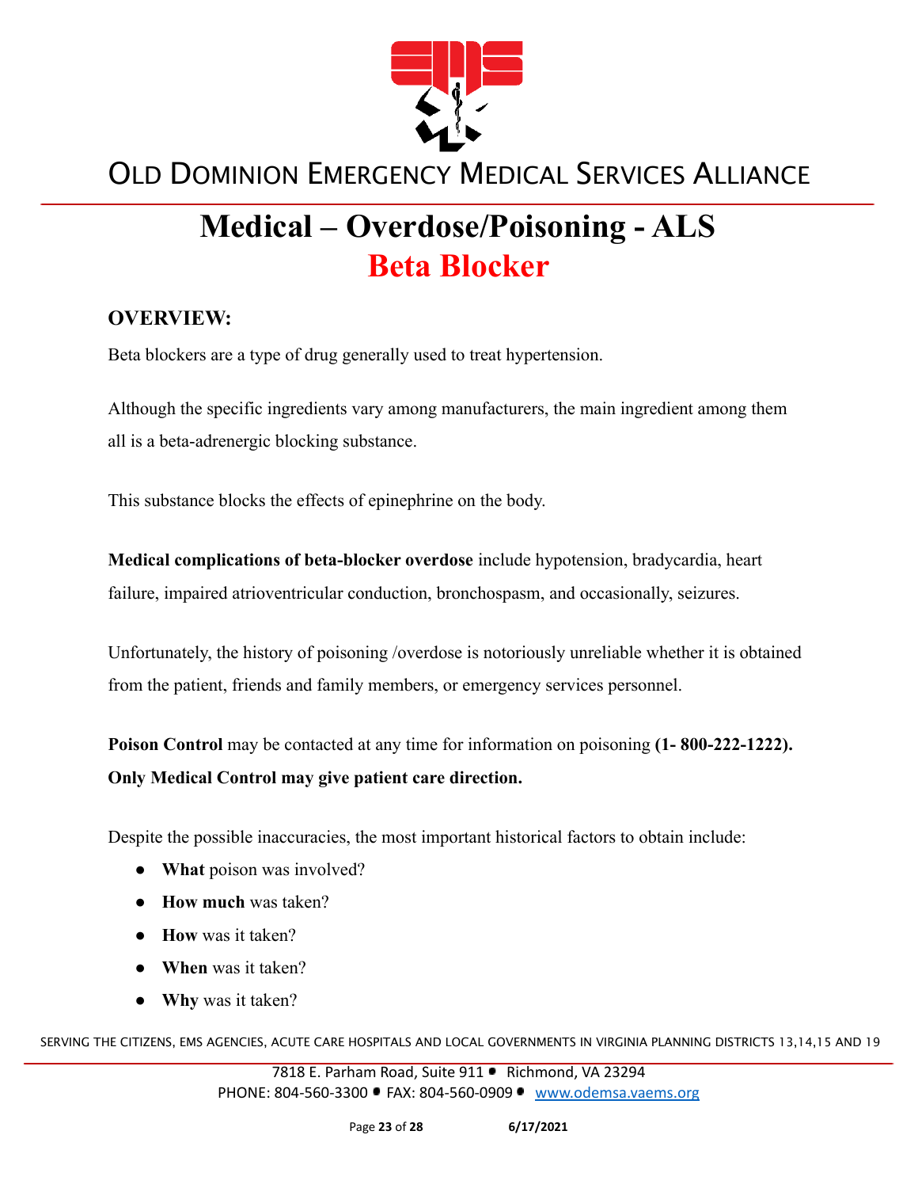# Medical – Overdose/Poisoning - ALS

## Beta Blocker

### OVERVIEW:

Beta blockers are a type of drug generally used to treat hypertension.

Although the specific ingredients vary among manufacturers, the main ingredient among them all is a beta-adrenergic blocking substance.

This substance blocks the effects of epinephrine on the body.

**Medical complications of beta-blocker overdose** include hypotension, bradycardia, heart failure, impaired atrioventricular conduction, bronchospasm, and occasionally, seizures.

Unfortunately, the history of poisoning /overdose is notoriously unreliable whether it is obtained from the patient, friends and family members, or emergency services personnel.

**Poison Control** may be contacted at any time for information on poisoning **(1- 800-222-1222). Only Medical Control may give patient care direction.**

Despite the possible inaccuracies, the most important historical factors to obtain include:

- **What** poison was involved?
- **How much** was taken?
- **How** was it taken?
- **When** was it taken?
- **Why** was it taken?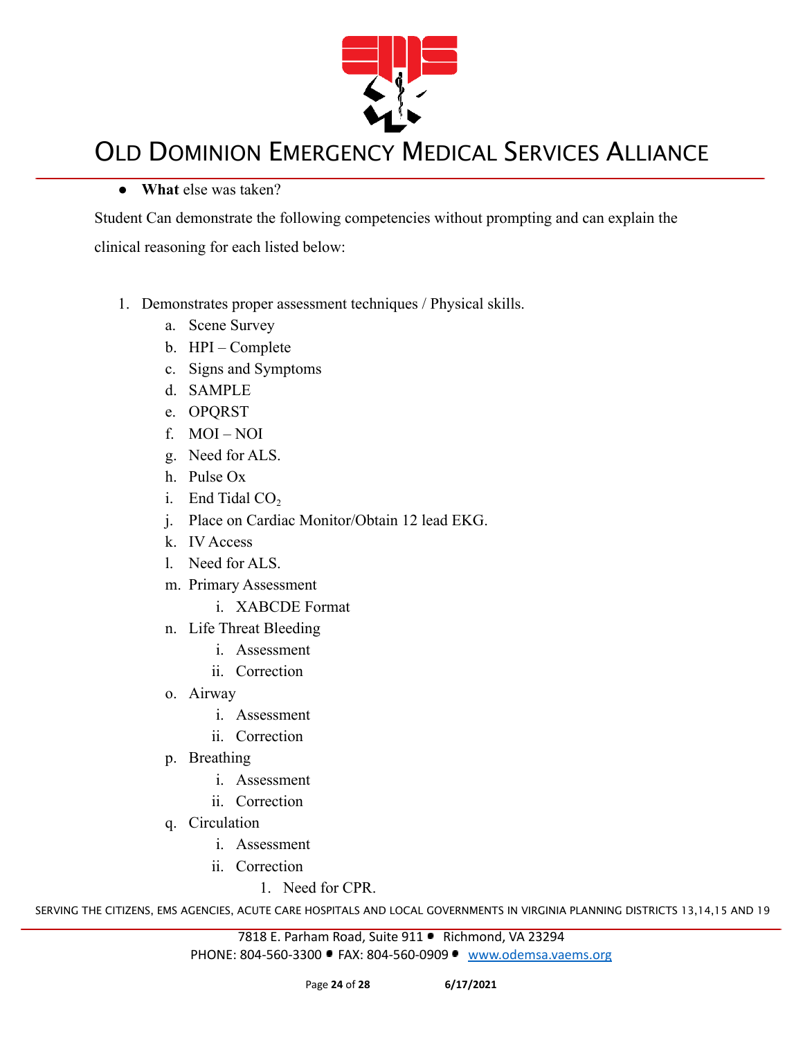- **What** else was taken?

Student Can demonstrate the following competencies without prompting and can explain the clinical reasoning for each listed below:

1. Demonstrates proper assessment techniques / Physical skills.
    a. Scene Survey
    b. HPI – Complete
    c. Signs and Symptoms
    d. SAMPLE
    e. OPQRST
    f. MOI – NOI
    g. Need for ALS.
    h. Pulse Ox
    i. End Tidal $CO_2$
    j. Place on Cardiac Monitor/Obtain 12 lead EKG.
    k. IV Access
    l. Need for ALS.
    m. Primary Assessment
        i. XABCDE Format
    n. Life Threat Bleeding
        i. Assessment
        ii. Correction
    o. Airway
        i. Assessment
        ii. Correction
    p. Breathing
        i. Assessment
        ii. Correction
    q. Circulation
        i. Assessment
        ii. Correction
            1. Need for CPR.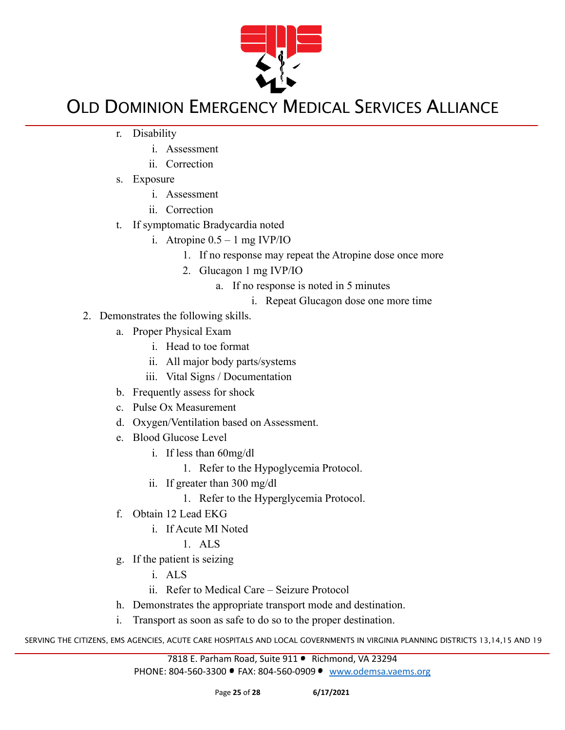r. Disability
   i. Assessment
   ii. Correction
s. Exposure
   i. Assessment
   ii. Correction
t. If symptomatic Bradycardia noted
   i. Atropine 0.5 – 1 mg IVP/IO
      1. If no response may repeat the Atropine dose once more
      2. Glucagon 1 mg IVP/IO
         a. If no response is noted in 5 minutes
            i. Repeat Glucagon dose one more time

2. Demonstrates the following skills.
   a. Proper Physical Exam
      i. Head to toe format
      ii. All major body parts/systems
      iii. Vital Signs / Documentation
   b. Frequently assess for shock
   c. Pulse Ox Measurement
   d. Oxygen/Ventilation based on Assessment.
   e. Blood Glucose Level
      i. If less than 60mg/dl
         1. Refer to the Hypoglycemia Protocol.
      ii. If greater than 300 mg/dl
         1. Refer to the Hyperglycemia Protocol.
   f. Obtain 12 Lead EKG
      i. If Acute MI Noted
         1. ALS
   g. If the patient is seizing
      i. ALS
      ii. Refer to Medical Care – Seizure Protocol
   h. Demonstrates the appropriate transport mode and destination.
   i. Transport as soon as safe to do so to the proper destination.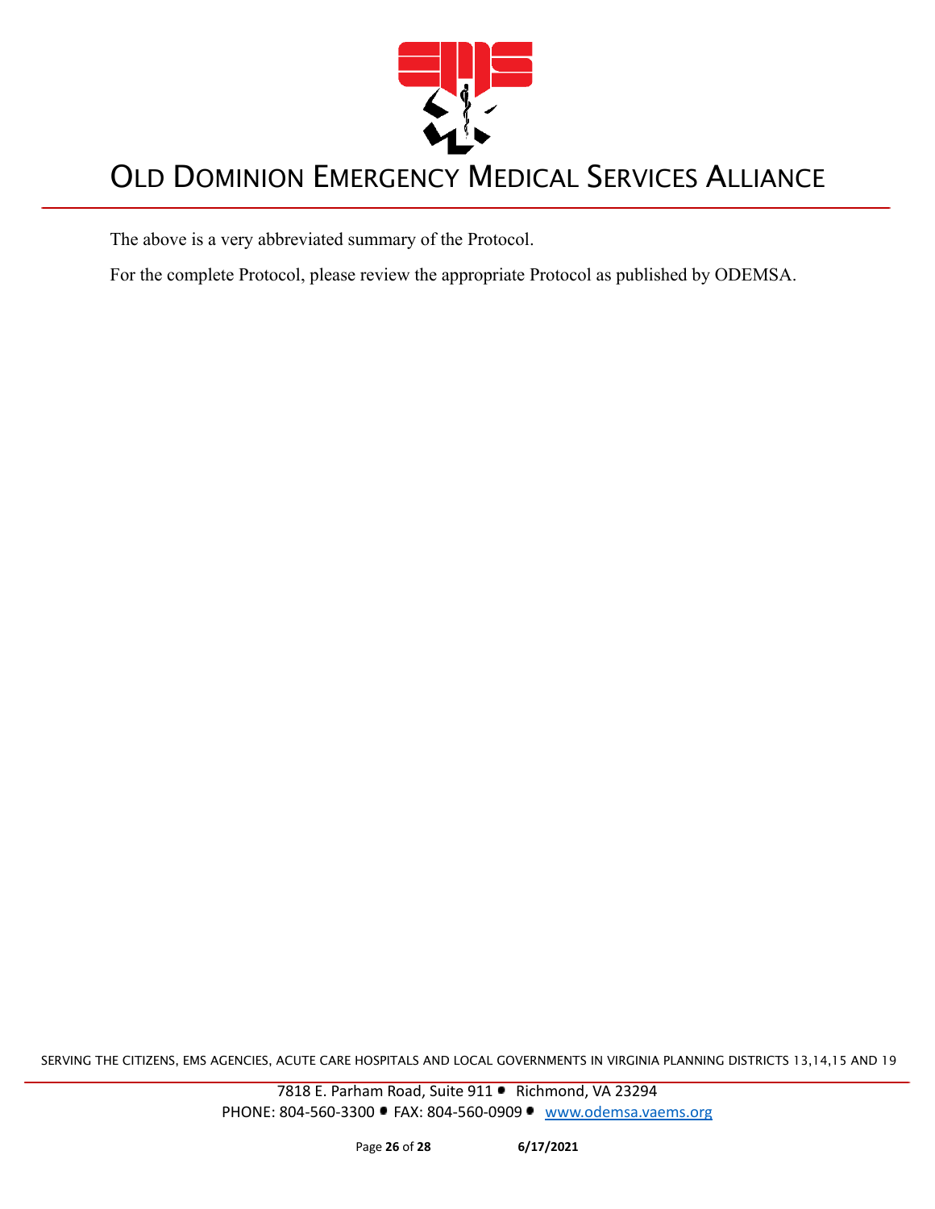The above is a very abbreviated summary of the Protocol.

For the complete Protocol, please review the appropriate Protocol as published by ODEMSA.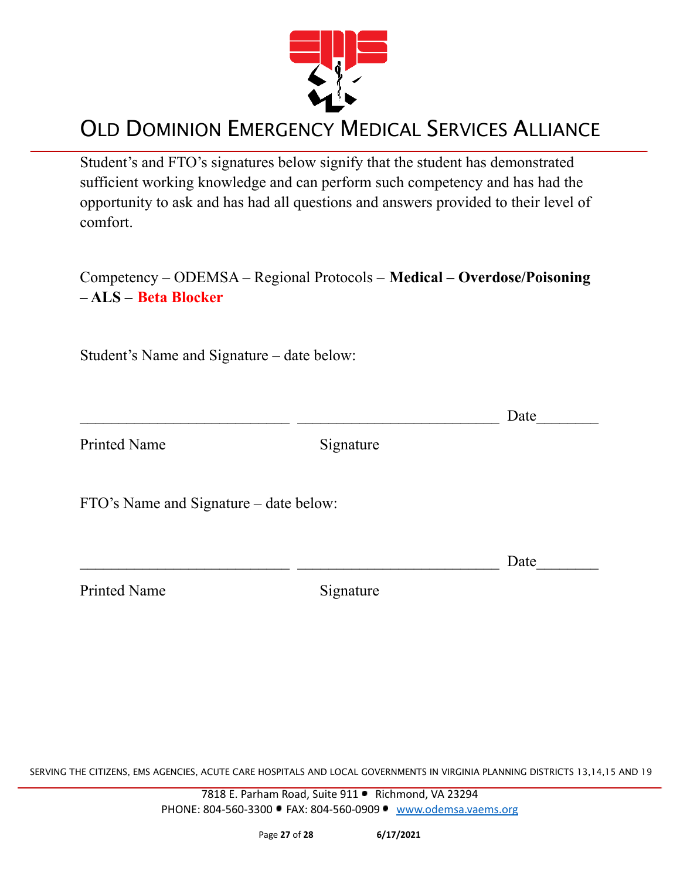Student's and FTO's signatures below signify that the student has demonstrated sufficient working knowledge and can perform such competency and has had the opportunity to ask and has had all questions and answers provided to their level of comfort.

Competency – ODEMSA – Regional Protocols – **Medical – Overdose/Poisoning – ALS – Beta Blocker**

Student's Name and Signature – date below:

\_\_\_\_\_\_\_\_\_\_\_\_\_\_\_\_\_\_\_\_\_\_\_\_\_\_\_ \_\_\_\_\_\_\_\_\_\_\_\_\_\_\_\_\_\_\_\_\_\_\_\_\_\_ Date\_\_\_\_\_\_\_\_

Printed Name Signature

FTO's Name and Signature – date below:

\_\_\_\_\_\_\_\_\_\_\_\_\_\_\_\_\_\_\_\_\_\_\_\_\_\_\_ \_\_\_\_\_\_\_\_\_\_\_\_\_\_\_\_\_\_\_\_\_\_\_\_\_\_ Date\_\_\_\_\_\_\_\_

Printed Name Signature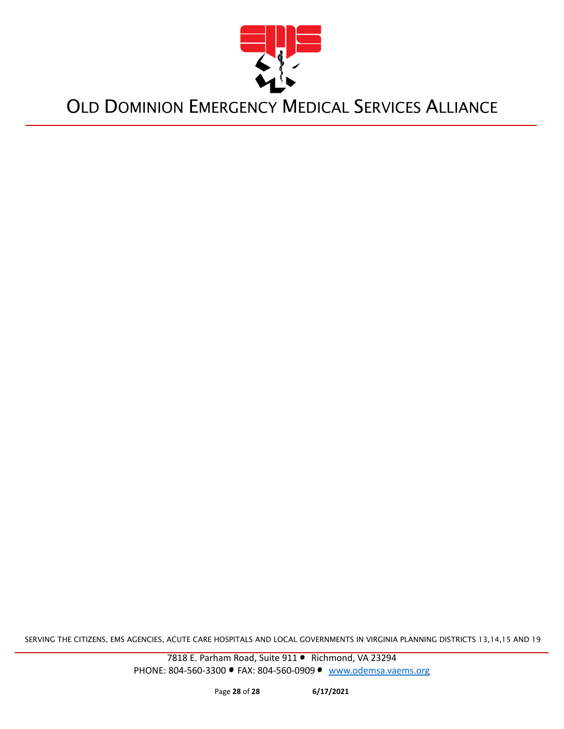OLD DOMINION EMERGENCY MEDICAL SERVICES ALLIANCE

SERVING THE CITIZENS, EMS AGENCIES, ACUTE CARE HOSPITALS AND LOCAL GOVERNMENTS IN VIRGINIA PLANNING DISTRICTS 13,14,15 AND 19

7818 E. Parham Road, Suite 911 • Richmond, VA 23294
PHONE: 804-560-3300 • FAX: 804-560-0909 • www.odemsa.vaems.org